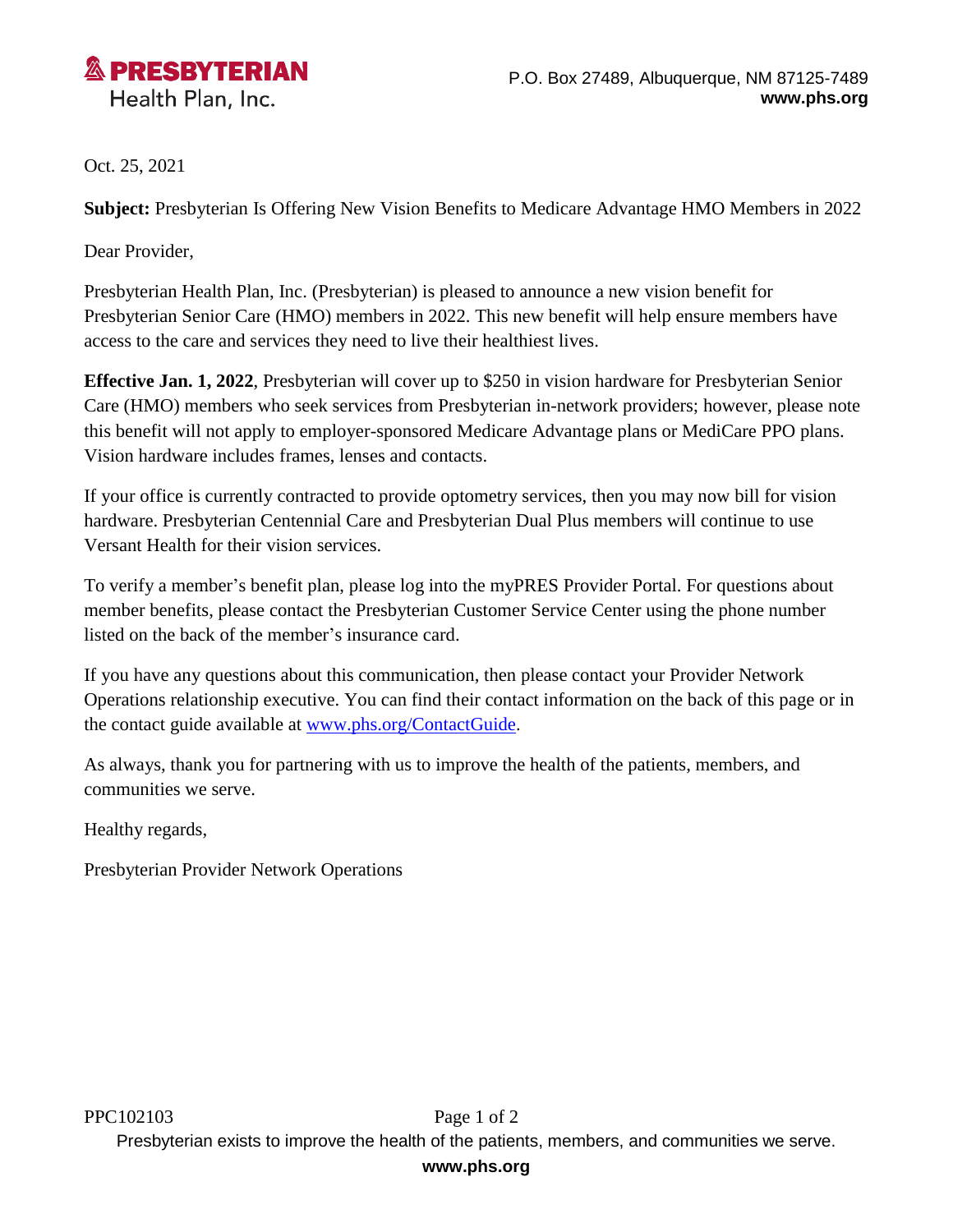**PRESBYTERIAN**
Health Plan, Inc.

P.O. Box 27489, Albuquerque, NM 87125-7489
**www.phs.org**

Oct. 25, 2021

**Subject:** Presbyterian Is Offering New Vision Benefits to Medicare Advantage HMO Members in 2022

Dear Provider,

Presbyterian Health Plan, Inc. (Presbyterian) is pleased to announce a new vision benefit for Presbyterian Senior Care (HMO) members in 2022. This new benefit will help ensure members have access to the care and services they need to live their healthiest lives.

**Effective Jan. 1, 2022**, Presbyterian will cover up to $250 in vision hardware for Presbyterian Senior Care (HMO) members who seek services from Presbyterian in-network providers; however, please note this benefit will not apply to employer-sponsored Medicare Advantage plans or MediCare PPO plans. Vision hardware includes frames, lenses and contacts.

If your office is currently contracted to provide optometry services, then you may now bill for vision hardware. Presbyterian Centennial Care and Presbyterian Dual Plus members will continue to use Versant Health for their vision services.

To verify a member's benefit plan, please log into the myPRES Provider Portal. For questions about member benefits, please contact the Presbyterian Customer Service Center using the phone number listed on the back of the member's insurance card.

If you have any questions about this communication, then please contact your Provider Network Operations relationship executive. You can find their contact information on the back of this page or in the contact guide available at [www.phs.org/ContactGuide](www.phs.org/ContactGuide).

As always, thank you for partnering with us to improve the health of the patients, members, and communities we serve.

Healthy regards,

Presbyterian Provider Network Operations

PPC102103

Presbyterian exists to improve the health of the patients, members, and communities we serve.
**www.phs.org**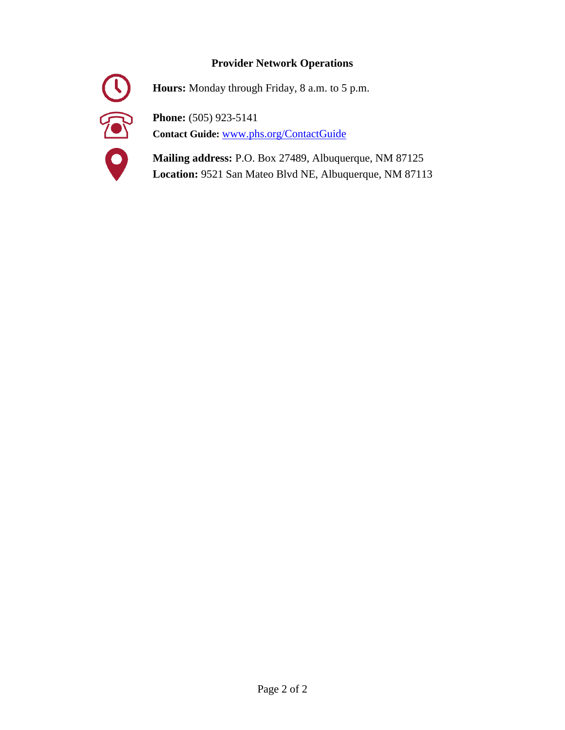**Provider Network Operations**

**Hours:** Monday through Friday, 8 a.m. to 5 p.m.

**Phone:** (505) 923-5141
**Contact Guide:** [www.phs.org/ContactGuide](http://www.phs.org/ContactGuide)

**Mailing address:** P.O. Box 27489, Albuquerque, NM 87125
**Location:** 9521 San Mateo Blvd NE, Albuquerque, NM 87113